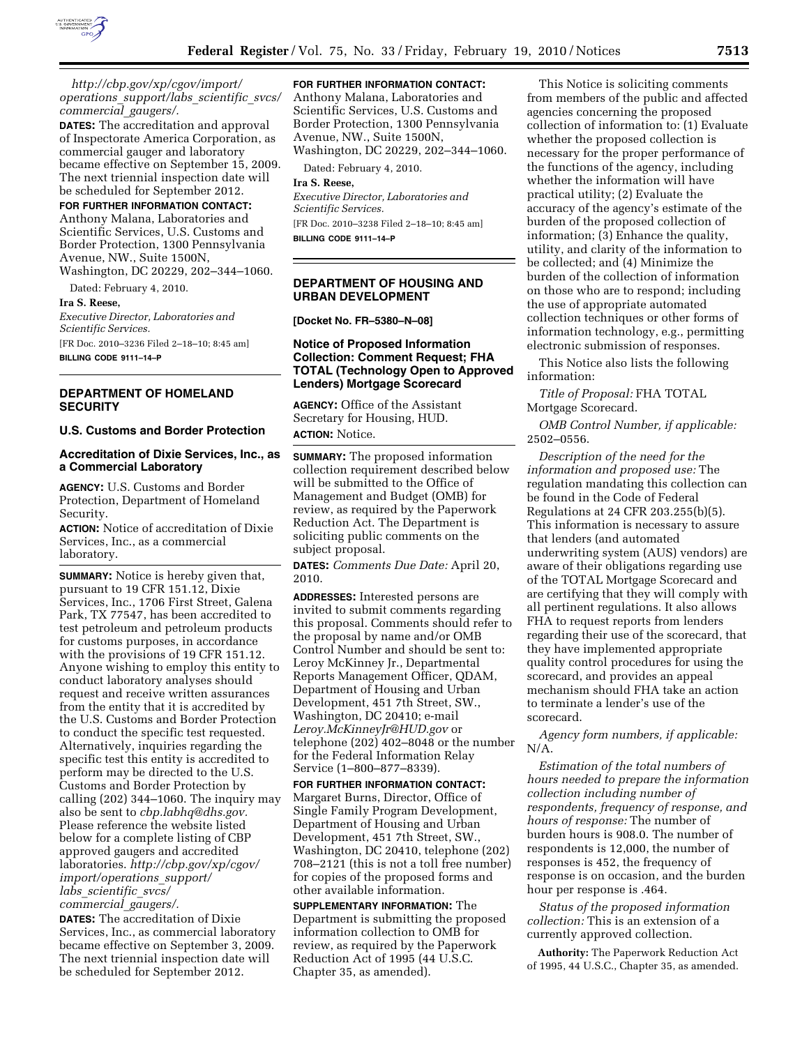*http://cbp.gov/xp/cgov/import/operations_support/labs_scientific_svcs/commercial_gaugers/.*

**DATES:** The accreditation and approval of Inspectorate America Corporation, as commercial gauger and laboratory became effective on September 15, 2009. The next triennial inspection date will be scheduled for September 2012.

**FOR FURTHER INFORMATION CONTACT:** Anthony Malana, Laboratories and Scientific Services, U.S. Customs and Border Protection, 1300 Pennsylvania Avenue, NW., Suite 1500N, Washington, DC 20229, 202–344–1060.

Dated: February 4, 2010.

**Ira S. Reese,**

*Executive Director, Laboratories and Scientific Services.*

[FR Doc. 2010–3236 Filed 2–18–10; 8:45 am]

**BILLING CODE 9111–14–P**

## DEPARTMENT OF HOMELAND SECURITY

### U.S. Customs and Border Protection

### Accreditation of Dixie Services, Inc., as a Commercial Laboratory

**AGENCY:** U.S. Customs and Border Protection, Department of Homeland Security.

**ACTION:** Notice of accreditation of Dixie Services, Inc., as a commercial laboratory.

**SUMMARY:** Notice is hereby given that, pursuant to 19 CFR 151.12, Dixie Services, Inc., 1706 First Street, Galena Park, TX 77547, has been accredited to test petroleum and petroleum products for customs purposes, in accordance with the provisions of 19 CFR 151.12. Anyone wishing to employ this entity to conduct laboratory analyses should request and receive written assurances from the entity that it is accredited by the U.S. Customs and Border Protection to conduct the specific test requested. Alternatively, inquiries regarding the specific test this entity is accredited to perform may be directed to the U.S. Customs and Border Protection by calling (202) 344–1060. The inquiry may also be sent to *cbp.labhq@dhs.gov.* Please reference the website listed below for a complete listing of CBP approved gaugers and accredited laboratories. *http://cbp.gov/xp/cgov/import/operations_support/labs_scientific_svcs/commercial_gaugers/.*

**DATES:** The accreditation of Dixie Services, Inc., as commercial laboratory became effective on September 3, 2009. The next triennial inspection date will be scheduled for September 2012.

**FOR FURTHER INFORMATION CONTACT:** Anthony Malana, Laboratories and Scientific Services, U.S. Customs and Border Protection, 1300 Pennsylvania Avenue, NW., Suite 1500N, Washington, DC 20229, 202–344–1060.

Dated: February 4, 2010.

**Ira S. Reese,**

*Executive Director, Laboratories and Scientific Services.*

[FR Doc. 2010–3238 Filed 2–18–10; 8:45 am]

**BILLING CODE 9111–14–P**

## DEPARTMENT OF HOUSING AND URBAN DEVELOPMENT

**[Docket No. FR–5380–N–08]**

### Notice of Proposed Information Collection: Comment Request; FHA TOTAL (Technology Open to Approved Lenders) Mortgage Scorecard

**AGENCY:** Office of the Assistant Secretary for Housing, HUD.

**ACTION:** Notice.

**SUMMARY:** The proposed information collection requirement described below will be submitted to the Office of Management and Budget (OMB) for review, as required by the Paperwork Reduction Act. The Department is soliciting public comments on the subject proposal.

**DATES:** *Comments Due Date:* April 20, 2010.

**ADDRESSES:** Interested persons are invited to submit comments regarding this proposal. Comments should refer to the proposal by name and/or OMB Control Number and should be sent to: Leroy McKinney Jr., Departmental Reports Management Officer, QDAM, Department of Housing and Urban Development, 451 7th Street, SW., Washington, DC 20410; e-mail *Leroy.McKinneyJr@HUD.gov* or telephone (202) 402–8048 or the number for the Federal Information Relay Service (1–800–877–8339).

**FOR FURTHER INFORMATION CONTACT:** Margaret Burns, Director, Office of Single Family Program Development, Department of Housing and Urban Development, 451 7th Street, SW., Washington, DC 20410, telephone (202) 708–2121 (this is not a toll free number) for copies of the proposed forms and other available information.

**SUPPLEMENTARY INFORMATION:** The Department is submitting the proposed information collection to OMB for review, as required by the Paperwork Reduction Act of 1995 (44 U.S.C. Chapter 35, as amended).

This Notice is soliciting comments from members of the public and affected agencies concerning the proposed collection of information to: (1) Evaluate whether the proposed collection is necessary for the proper performance of the functions of the agency, including whether the information will have practical utility; (2) Evaluate the accuracy of the agency's estimate of the burden of the proposed collection of information; (3) Enhance the quality, utility, and clarity of the information to be collected; and (4) Minimize the burden of the collection of information on those who are to respond; including the use of appropriate automated collection techniques or other forms of information technology, e.g., permitting electronic submission of responses.

This Notice also lists the following information:

*Title of Proposal:* FHA TOTAL Mortgage Scorecard.

*OMB Control Number, if applicable:* 2502–0556.

*Description of the need for the information and proposed use:* The regulation mandating this collection can be found in the Code of Federal Regulations at 24 CFR 203.255(b)(5). This information is necessary to assure that lenders (and automated underwriting system (AUS) vendors) are aware of their obligations regarding use of the TOTAL Mortgage Scorecard and are certifying that they will comply with all pertinent regulations. It also allows FHA to request reports from lenders regarding their use of the scorecard, that they have implemented appropriate quality control procedures for using the scorecard, and provides an appeal mechanism should FHA take an action to terminate a lender's use of the scorecard.

*Agency form numbers, if applicable:* N/A.

*Estimation of the total numbers of hours needed to prepare the information collection including number of respondents, frequency of response, and hours of response:* The number of burden hours is 908.0. The number of respondents is 12,000, the number of responses is 452, the frequency of response is on occasion, and the burden hour per response is .464.

*Status of the proposed information collection:* This is an extension of a currently approved collection.

**Authority:** The Paperwork Reduction Act of 1995, 44 U.S.C., Chapter 35, as amended.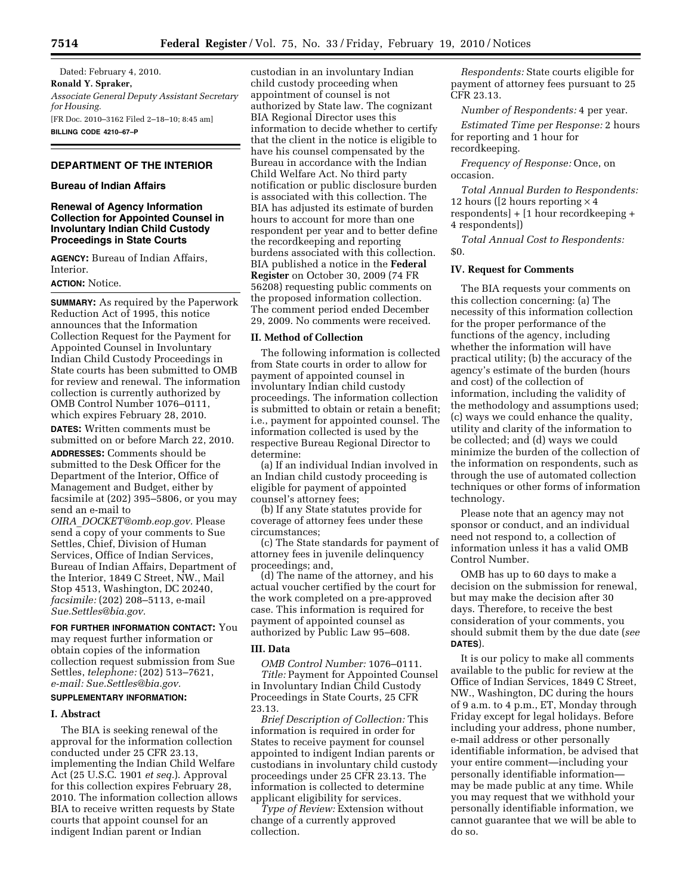Dated: February 4, 2010.

**Ronald Y. Spraker,**

*Associate General Deputy Assistant Secretary for Housing.*

[FR Doc. 2010–3162 Filed 2–18–10; 8:45 am]

**BILLING CODE 4210–67–P**

## DEPARTMENT OF THE INTERIOR

### Bureau of Indian Affairs

### Renewal of Agency Information Collection for Appointed Counsel in Involuntary Indian Child Custody Proceedings in State Courts

**AGENCY:** Bureau of Indian Affairs, Interior.

**ACTION:** Notice.

**SUMMARY:** As required by the Paperwork Reduction Act of 1995, this notice announces that the Information Collection Request for the Payment for Appointed Counsel in Involuntary Indian Child Custody Proceedings in State courts has been submitted to OMB for review and renewal. The information collection is currently authorized by OMB Control Number 1076–0111, which expires February 28, 2010.

**DATES:** Written comments must be submitted on or before March 22, 2010.

**ADDRESSES:** Comments should be submitted to the Desk Officer for the Department of the Interior, Office of Management and Budget, either by facsimile at (202) 395–5806, or you may send an e-mail to *OIRA_DOCKET@omb.eop.gov.* Please send a copy of your comments to Sue Settles, Chief, Division of Human Services, Office of Indian Services, Bureau of Indian Affairs, Department of the Interior, 1849 C Street, NW., Mail Stop 4513, Washington, DC 20240, *facsimile:* (202) 208–5113, e-mail *Sue.Settles@bia.gov.*

**FOR FURTHER INFORMATION CONTACT:** You may request further information or obtain copies of the information collection request submission from Sue Settles, *telephone:* (202) 513–7621, *e-mail: Sue.Settles@bia.gov.*

**SUPPLEMENTARY INFORMATION:**

#### I. Abstract

The BIA is seeking renewal of the approval for the information collection conducted under 25 CFR 23.13, implementing the Indian Child Welfare Act (25 U.S.C. 1901 *et seq.*). Approval for this collection expires February 28, 2010. The information collection allows BIA to receive written requests by State courts that appoint counsel for an indigent Indian parent or Indian custodian in an involuntary Indian child custody proceeding when appointment of counsel is not authorized by State law. The cognizant BIA Regional Director uses this information to decide whether to certify that the client in the notice is eligible to have his counsel compensated by the Bureau in accordance with the Indian Child Welfare Act. No third party notification or public disclosure burden is associated with this collection. The BIA has adjusted its estimate of burden hours to account for more than one respondent per year and to better define the recordkeeping and reporting burdens associated with this collection. BIA published a notice in the **Federal Register** on October 30, 2009 (74 FR 56208) requesting public comments on the proposed information collection. The comment period ended December 29, 2009. No comments were received.

#### II. Method of Collection

The following information is collected from State courts in order to allow for payment of appointed counsel in involuntary Indian child custody proceedings. The information collection is submitted to obtain or retain a benefit; i.e., payment for appointed counsel. The information collected is used by the respective Bureau Regional Director to determine:

(a) If an individual Indian involved in an Indian child custody proceeding is eligible for payment of appointed counsel's attorney fees;

(b) If any State statutes provide for coverage of attorney fees under these circumstances;

(c) The State standards for payment of attorney fees in juvenile delinquency proceedings; and,

(d) The name of the attorney, and his actual voucher certified by the court for the work completed on a pre-approved case. This information is required for payment of appointed counsel as authorized by Public Law 95–608.

#### III. Data

*OMB Control Number:* 1076–0111.

*Title:* Payment for Appointed Counsel in Involuntary Indian Child Custody Proceedings in State Courts, 25 CFR 23.13.

*Brief Description of Collection:* This information is required in order for States to receive payment for counsel appointed to indigent Indian parents or custodians in involuntary child custody proceedings under 25 CFR 23.13. The information is collected to determine applicant eligibility for services.

*Type of Review:* Extension without change of a currently approved collection.

*Respondents:* State courts eligible for payment of attorney fees pursuant to 25 CFR 23.13.

*Number of Respondents:* 4 per year.

*Estimated Time per Response:* 2 hours for reporting and 1 hour for recordkeeping.

*Frequency of Response:* Once, on occasion.

*Total Annual Burden to Respondents:* 12 hours ([2 hours reporting × 4 respondents] + [1 hour recordkeeping + 4 respondents])

*Total Annual Cost to Respondents:* $0.

#### IV. Request for Comments

The BIA requests your comments on this collection concerning: (a) The necessity of this information collection for the proper performance of the functions of the agency, including whether the information will have practical utility; (b) the accuracy of the agency's estimate of the burden (hours and cost) of the collection of information, including the validity of the methodology and assumptions used; (c) ways we could enhance the quality, utility and clarity of the information to be collected; and (d) ways we could minimize the burden of the collection of the information on respondents, such as through the use of automated collection techniques or other forms of information technology.

Please note that an agency may not sponsor or conduct, and an individual need not respond to, a collection of information unless it has a valid OMB Control Number.

OMB has up to 60 days to make a decision on the submission for renewal, but may make the decision after 30 days. Therefore, to receive the best consideration of your comments, you should submit them by the due date (*see* **DATES**).

It is our policy to make all comments available to the public for review at the Office of Indian Services, 1849 C Street, NW., Washington, DC during the hours of 9 a.m. to 4 p.m., ET, Monday through Friday except for legal holidays. Before including your address, phone number, e-mail address or other personally identifiable information, be advised that your entire comment—including your personally identifiable information—may be made public at any time. While you may request that we withhold your personally identifiable information, we cannot guarantee that we will be able to do so.